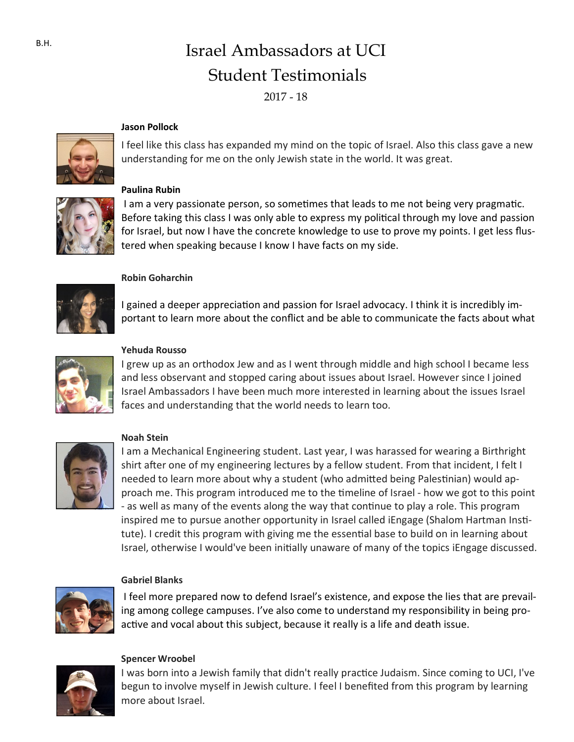B.H.

# Israel Ambassadors at UCI
## Student Testimonials
2017 - 18

**Jason Pollock**

I feel like this class has expanded my mind on the topic of Israel. Also this class gave a new understanding for me on the only Jewish state in the world. It was great.

**Paulina Rubin**

I am a very passionate person, so sometimes that leads to me not being very pragmatic. Before taking this class I was only able to express my political through my love and passion for Israel, but now I have the concrete knowledge to use to prove my points. I get less flustered when speaking because I know I have facts on my side.

**Robin Goharchin**

I gained a deeper appreciation and passion for Israel advocacy. I think it is incredibly important to learn more about the conflict and be able to communicate the facts about what

**Yehuda Rousso**

I grew up as an orthodox Jew and as I went through middle and high school I became less and less observant and stopped caring about issues about Israel. However since I joined Israel Ambassadors I have been much more interested in learning about the issues Israel faces and understanding that the world needs to learn too.

**Noah Stein**

I am a Mechanical Engineering student. Last year, I was harassed for wearing a Birthright shirt after one of my engineering lectures by a fellow student. From that incident, I felt I needed to learn more about why a student (who admitted being Palestinian) would approach me. This program introduced me to the timeline of Israel - how we got to this point - as well as many of the events along the way that continue to play a role. This program inspired me to pursue another opportunity in Israel called iEngage (Shalom Hartman Institute). I credit this program with giving me the essential base to build on in learning about Israel, otherwise I would've been initially unaware of many of the topics iEngage discussed.

**Gabriel Blanks**

I feel more prepared now to defend Israel's existence, and expose the lies that are prevailing among college campuses. I've also come to understand my responsibility in being proactive and vocal about this subject, because it really is a life and death issue.

**Spencer Wroobel**

I was born into a Jewish family that didn't really practice Judaism. Since coming to UCI, I've begun to involve myself in Jewish culture. I feel I benefited from this program by learning more about Israel.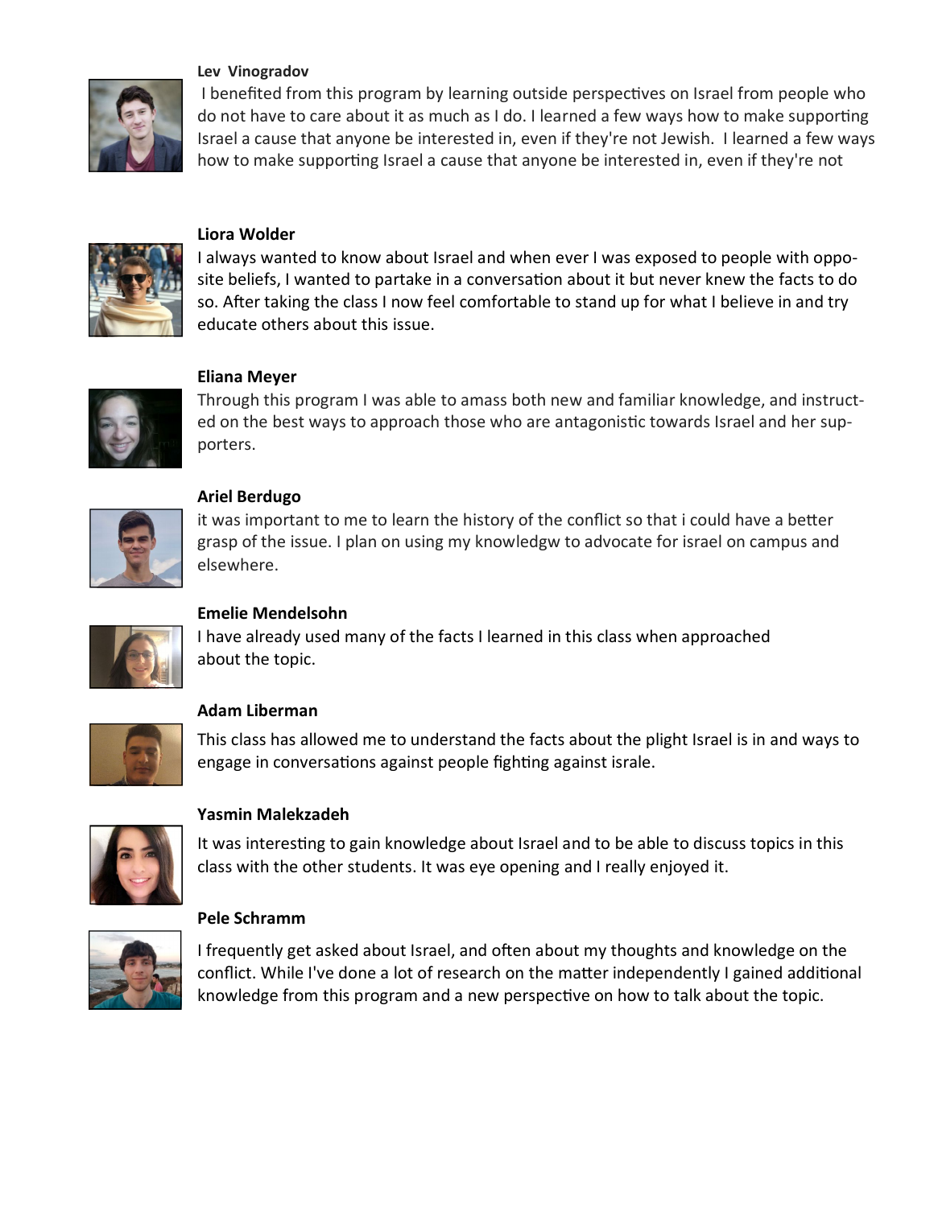**Lev Vinogradov**

I benefited from this program by learning outside perspectives on Israel from people who do not have to care about it as much as I do. I learned a few ways how to make supporting Israel a cause that anyone be interested in, even if they're not Jewish. I learned a few ways how to make supporting Israel a cause that anyone be interested in, even if they're not

**Liora Wolder**

I always wanted to know about Israel and when ever I was exposed to people with opposite beliefs, I wanted to partake in a conversation about it but never knew the facts to do so. After taking the class I now feel comfortable to stand up for what I believe in and try educate others about this issue.

**Eliana Meyer**

Through this program I was able to amass both new and familiar knowledge, and instructed on the best ways to approach those who are antagonistic towards Israel and her supporters.

**Ariel Berdugo**

it was important to me to learn the history of the conflict so that i could have a better grasp of the issue. I plan on using my knowledgw to advocate for israel on campus and elsewhere.

**Emelie Mendelsohn**

I have already used many of the facts I learned in this class when approached about the topic.

**Adam Liberman**

This class has allowed me to understand the facts about the plight Israel is in and ways to engage in conversations against people fighting against israle.

**Yasmin Malekzadeh**

It was interesting to gain knowledge about Israel and to be able to discuss topics in this class with the other students. It was eye opening and I really enjoyed it.

**Pele Schramm**

I frequently get asked about Israel, and often about my thoughts and knowledge on the conflict. While I've done a lot of research on the matter independently I gained additional knowledge from this program and a new perspective on how to talk about the topic.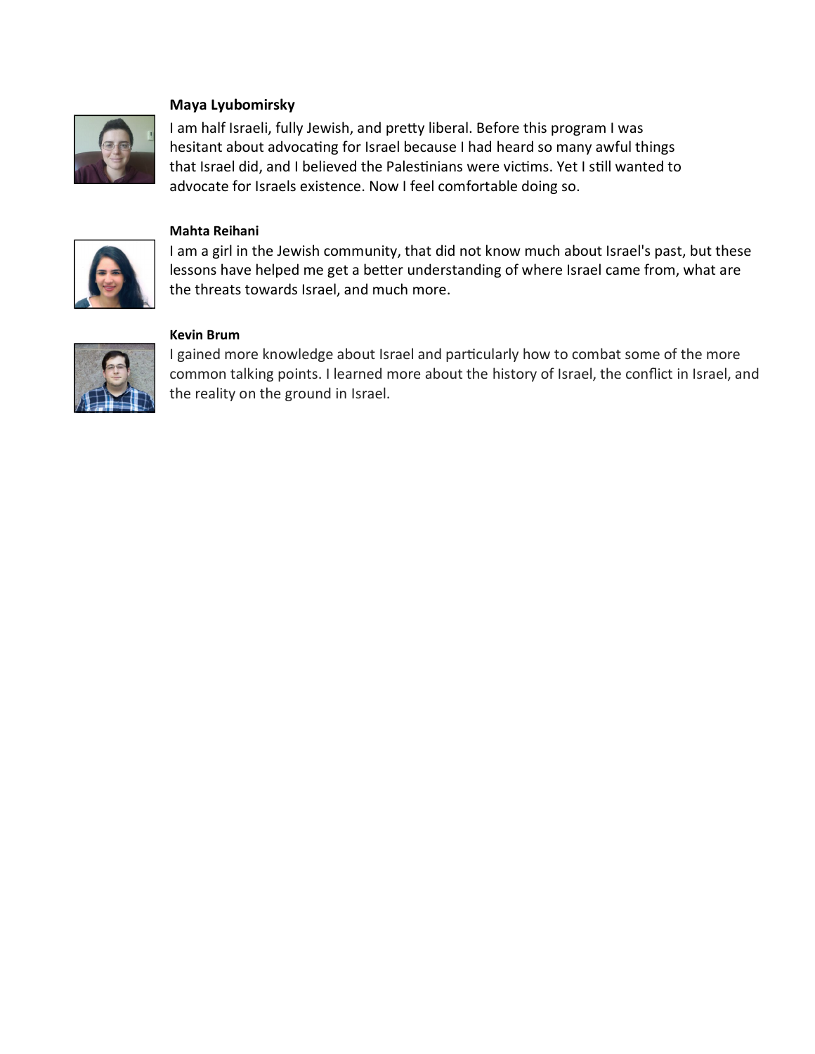**Maya Lyubomirsky**

I am half Israeli, fully Jewish, and pretty liberal. Before this program I was hesitant about advocating for Israel because I had heard so many awful things that Israel did, and I believed the Palestinians were victims. Yet I still wanted to advocate for Israels existence. Now I feel comfortable doing so.

**Mahta Reihani**

I am a girl in the Jewish community, that did not know much about Israel's past, but these lessons have helped me get a better understanding of where Israel came from, what are the threats towards Israel, and much more.

**Kevin Brum**

I gained more knowledge about Israel and particularly how to combat some of the more common talking points. I learned more about the history of Israel, the conflict in Israel, and the reality on the ground in Israel.